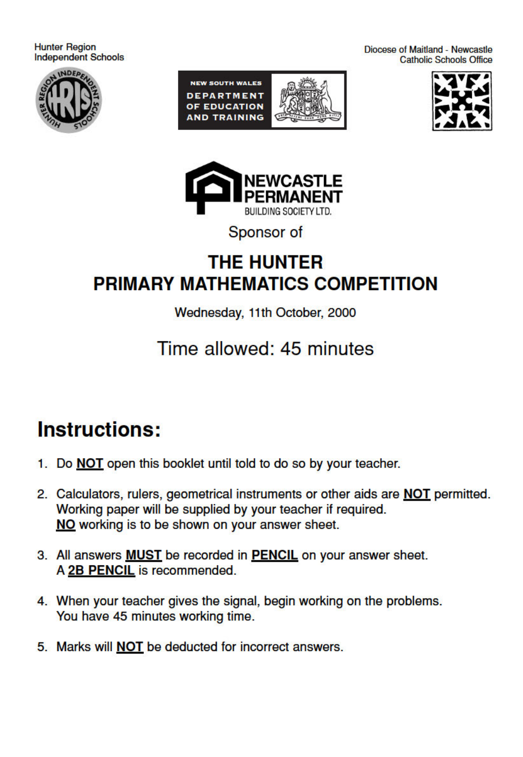Hunter Region
Independent Schools

NEW SOUTH WALES
DEPARTMENT OF EDUCATION AND TRAINING

Diocese of Maitland - Newcastle
Catholic Schools Office

NEWCASTLE PERMANENT
BUILDING SOCIETY LTD.

Sponsor of

# THE HUNTER PRIMARY MATHEMATICS COMPETITION

Wednesday, 11th October, 2000

## Time allowed: 45 minutes

## Instructions:

1. Do **NOT** open this booklet until told to do so by your teacher.
2. Calculators, rulers, geometrical instruments or other aids are **NOT** permitted.
   Working paper will be supplied by your teacher if required.
   **NO** working is to be shown on your answer sheet.
3. All answers **MUST** be recorded in **PENCIL** on your answer sheet.
   A **2B PENCIL** is recommended.
4. When your teacher gives the signal, begin working on the problems.
   You have 45 minutes working time.
5. Marks will **NOT** be deducted for incorrect answers.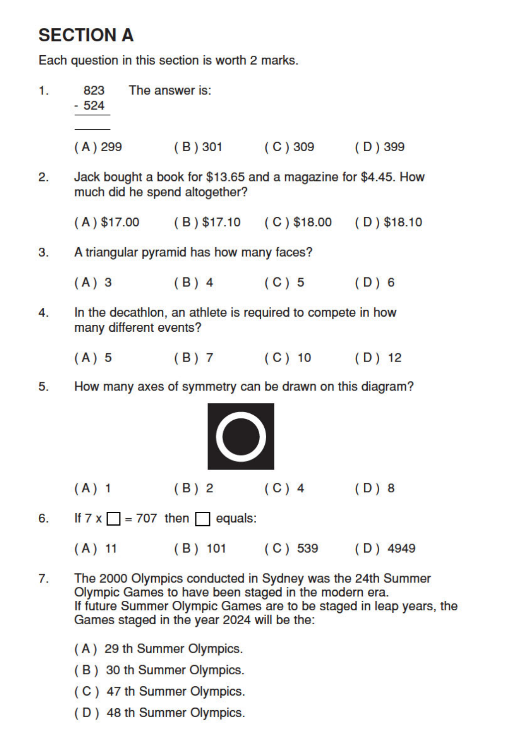## SECTION A

Each question in this section is worth 2 marks.

1. $\begin{array}{r} 823 \\ -\ 524 \\ \hline \end{array}$ The answer is:

   (A) 299 (B) 301 (C) 309 (D) 399

2. Jack bought a book for $13.65 and a magazine for $4.45. How much did he spend altogether?

   (A) $17.00 (B) $17.10 (C) $18.00 (D) $18.10

3. A triangular pyramid has how many faces?

   (A) 3 (B) 4 (C) 5 (D) 6

4. In the decathlon, an athlete is required to compete in how many different events?

   (A) 5 (B) 7 (C) 10 (D) 12

5. How many axes of symmetry can be drawn on this diagram?

   (A) 1 (B) 2 (C) 4 (D) 8

6. If 7 x ☐ = 707 then ☐ equals:

   (A) 11 (B) 101 (C) 539 (D) 4949

7. The 2000 Olympics conducted in Sydney was the 24th Summer Olympic Games to have been staged in the modern era.
   If future Summer Olympic Games are to be staged in leap years, the Games staged in the year 2024 will be the:

   (A) 29 th Summer Olympics.
   (B) 30 th Summer Olympics.
   (C) 47 th Summer Olympics.
   (D) 48 th Summer Olympics.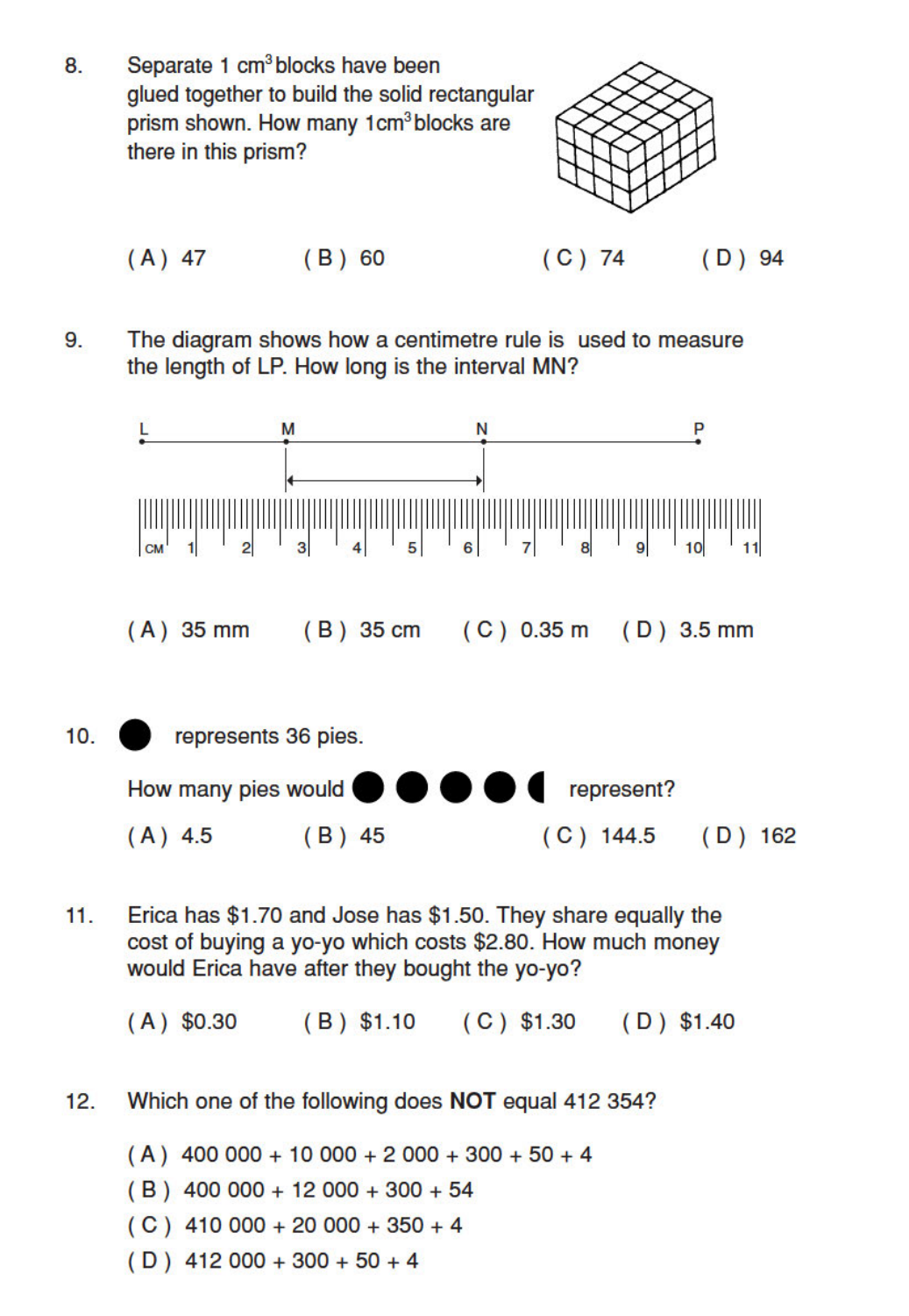8. Separate 1 $cm^3$ blocks have been glued together to build the solid rectangular prism shown. How many 1$cm^3$ blocks are there in this prism?

(A) 47 (B) 60 (C) 74 (D) 94

9. The diagram shows how a centimetre rule is used to measure the length of LP. How long is the interval MN?

(A) 35 mm (B) 35 cm (C) 0.35 m (D) 3.5 mm

10. ● represents 36 pies.

How many pies would ● ● ● ● ◖ represent?

(A) 4.5 (B) 45 (C) 144.5 (D) 162

11. Erica has $1.70 and Jose has $1.50. They share equally the cost of buying a yo-yo which costs $2.80. How much money would Erica have after they bought the yo-yo?

(A) $0.30 (B) $1.10 (C) $1.30 (D) $1.40

12. Which one of the following does **NOT** equal 412 354?

(A) 400 000 + 10 000 + 2 000 + 300 + 50 + 4
(B) 400 000 + 12 000 + 300 + 54
(C) 410 000 + 20 000 + 350 + 4
(D) 412 000 + 300 + 50 + 4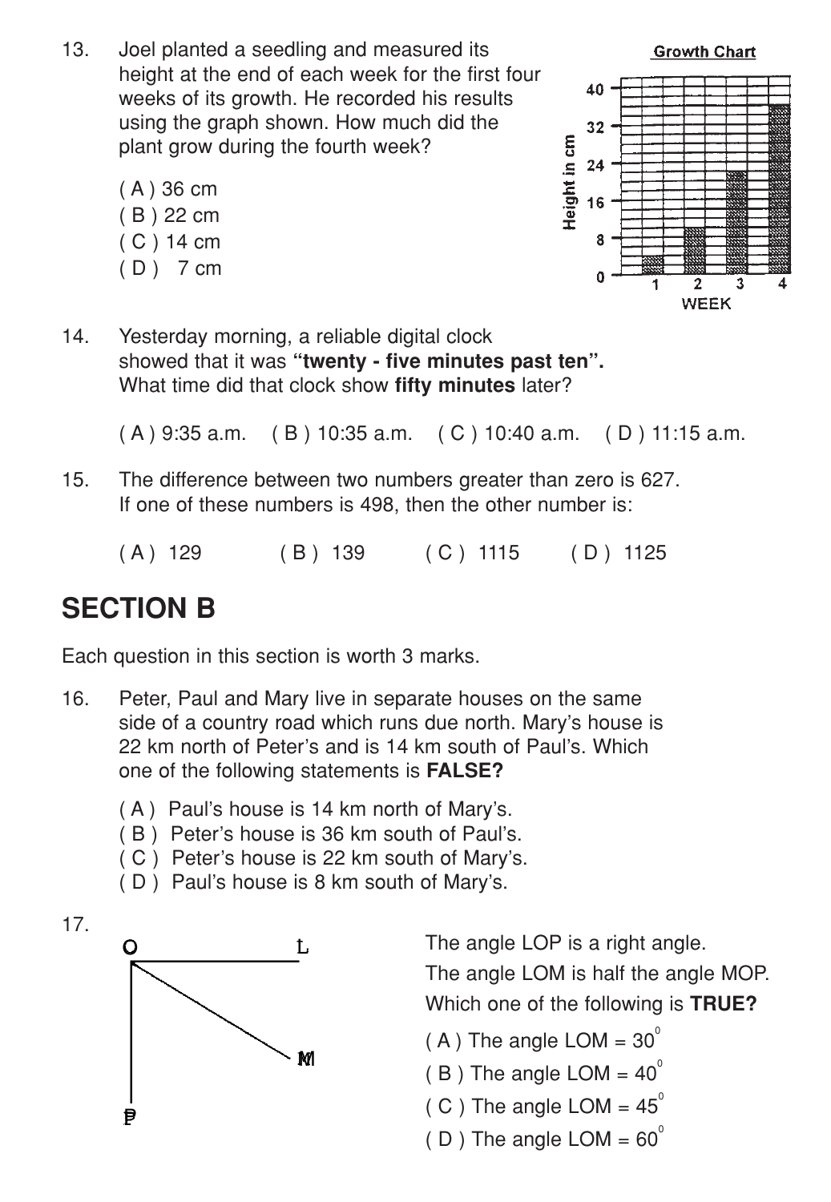13. Joel planted a seedling and measured its height at the end of each week for the first four weeks of its growth. He recorded his results using the graph shown. How much did the plant grow during the fourth week?

    ( A ) 36 cm
    ( B ) 22 cm
    ( C ) 14 cm
    ( D )  7 cm

14. Yesterday morning, a reliable digital clock showed that it was **"twenty - five minutes past ten".** What time did that clock show **fifty minutes** later?

    ( A ) 9:35 a.m.   ( B ) 10:35 a.m.   ( C ) 10:40 a.m.   ( D ) 11:15 a.m.

15. The difference between two numbers greater than zero is 627. If one of these numbers is 498, then the other number is:

    ( A ) 129   ( B ) 139   ( C ) 1115   ( D ) 1125

## SECTION B

Each question in this section is worth 3 marks.

16. Peter, Paul and Mary live in separate houses on the same side of a country road which runs due north. Mary's house is 22 km north of Peter's and is 14 km south of Paul's. Which one of the following statements is **FALSE?**

    ( A ) Paul's house is 14 km north of Mary's.
    ( B ) Peter's house is 36 km south of Paul's.
    ( C ) Peter's house is 22 km south of Mary's.
    ( D ) Paul's house is 8 km south of Mary's.

17. The angle LOP is a right angle.
    The angle LOM is half the angle MOP.
    Which one of the following is **TRUE?**

    ( A ) The angle LOM = $30^{0}$
    ( B ) The angle LOM = $40^{0}$
    ( C ) The angle LOM = $45^{0}$
    ( D ) The angle LOM = $60^{0}$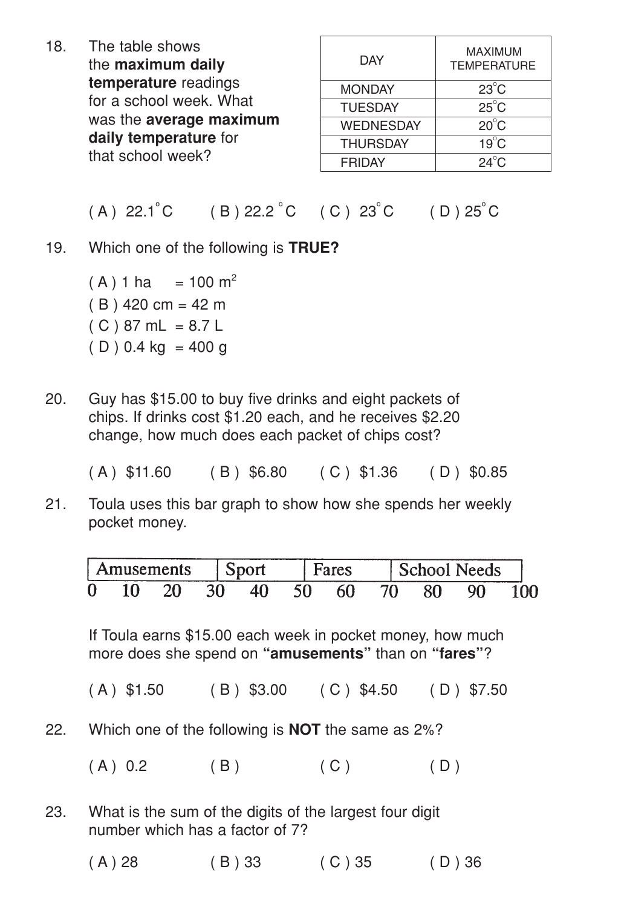18. The table shows the **maximum daily temperature** readings for a school week. What was the **average maximum daily temperature** for that school week?

| DAY | MAXIMUM TEMPERATURE |
|---|---|
| MONDAY | 23°C |
| TUESDAY | 25°C |
| WEDNESDAY | 20°C |
| THURSDAY | 19°C |
| FRIDAY | 24°C |

( A ) 22.1°C ( B ) 22.2 °C ( C ) 23°C ( D ) 25°C

19. Which one of the following is **TRUE?**

( A ) 1 ha = 100 $m^2$
( B ) 420 cm = 42 m
( C ) 87 mL = 8.7 L
( D ) 0.4 kg = 400 g

20. Guy has $15.00 to buy five drinks and eight packets of chips. If drinks cost $1.20 each, and he receives $2.20 change, how much does each packet of chips cost?

( A ) $11.60 ( B ) $6.80 ( C ) $1.36 ( D ) $0.85

21. Toula uses this bar graph to show how she spends her weekly pocket money.

| Amusements | Sport | Fares | School Needs |
|---|---|---|---|

0 10 20 30 40 50 60 70 80 90 100

If Toula earns $15.00 each week in pocket money, how much more does she spend on **"amusements"** than on **"fares"**?

( A ) $1.50 ( B ) $3.00 ( C ) $4.50 ( D ) $7.50

22. Which one of the following is **NOT** the same as 2%?

( A ) 0.2 ( B ) ( C ) ( D )

23. What is the sum of the digits of the largest four digit number which has a factor of 7?

( A ) 28 ( B ) 33 ( C ) 35 ( D ) 36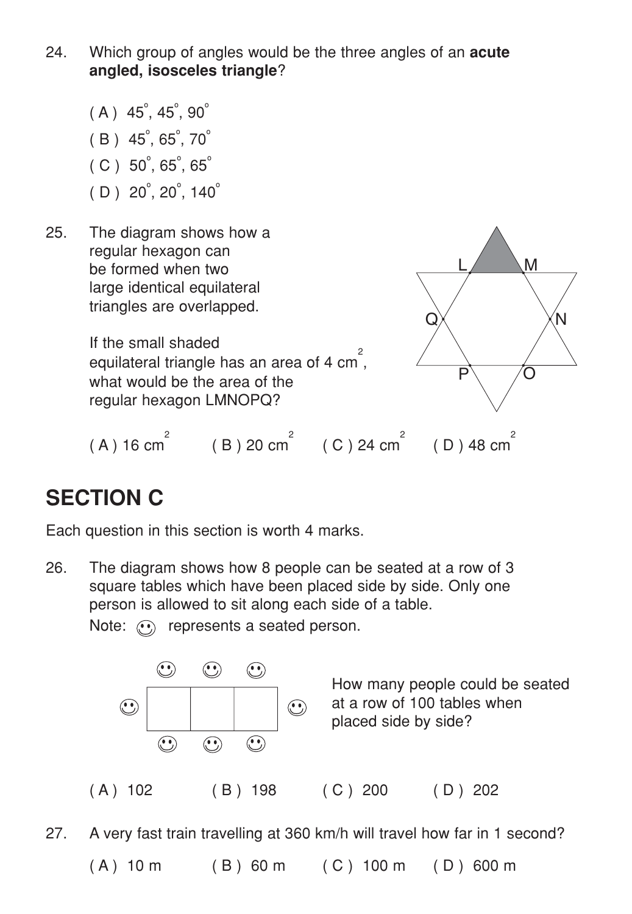24. Which group of angles would be the three angles of an **acute angled, isosceles triangle**?

    ( A ) $45^\circ, 45^\circ, 90^\circ$

    ( B ) $45^\circ, 65^\circ, 70^\circ$

    ( C ) $50^\circ, 65^\circ, 65^\circ$

    ( D ) $20^\circ, 20^\circ, 140^\circ$

25. The diagram shows how a regular hexagon can be formed when two large identical equilateral triangles are overlapped.

    If the small shaded equilateral triangle has an area of 4 $cm^2$, what would be the area of the regular hexagon LMNOPQ?

    ( A ) 16 $cm^2$ ( B ) 20 $cm^2$ ( C ) 24 $cm^2$ ( D ) 48 $cm^2$

## SECTION C

Each question in this section is worth 4 marks.

26. The diagram shows how 8 people can be seated at a row of 3 square tables which have been placed side by side. Only one person is allowed to sit along each side of a table.

    Note: ☺ represents a seated person.

    How many people could be seated at a row of 100 tables when placed side by side?

    ( A ) 102 ( B ) 198 ( C ) 200 ( D ) 202

27. A very fast train travelling at 360 km/h will travel how far in 1 second?

    ( A ) 10 m ( B ) 60 m ( C ) 100 m ( D ) 600 m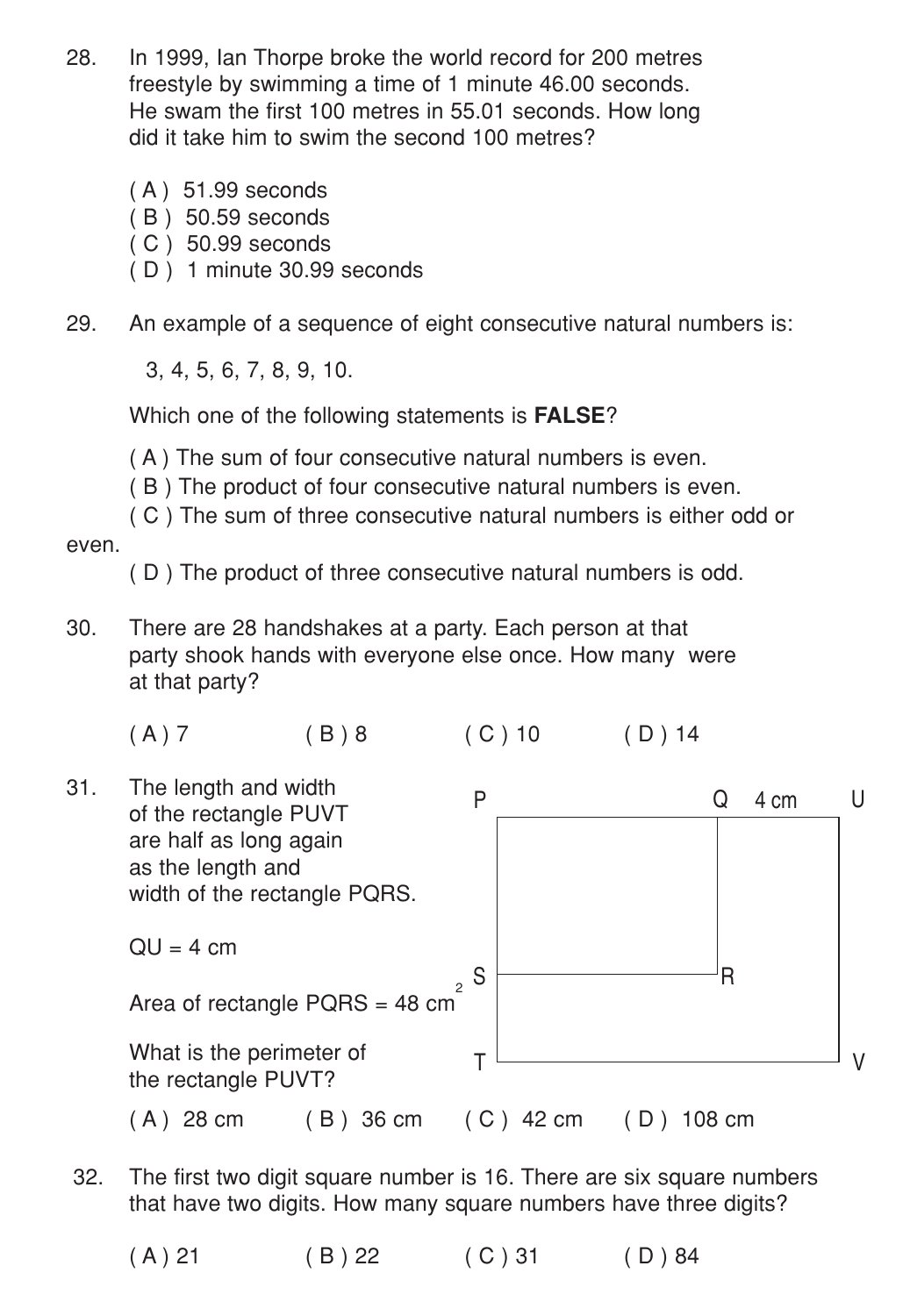28. In 1999, Ian Thorpe broke the world record for 200 metres freestyle by swimming a time of 1 minute 46.00 seconds. He swam the first 100 metres in 55.01 seconds. How long did it take him to swim the second 100 metres?

    ( A ) 51.99 seconds
    ( B ) 50.59 seconds
    ( C ) 50.99 seconds
    ( D ) 1 minute 30.99 seconds

29. An example of a sequence of eight consecutive natural numbers is:

    3, 4, 5, 6, 7, 8, 9, 10.

    Which one of the following statements is **FALSE**?

    ( A ) The sum of four consecutive natural numbers is even.
    ( B ) The product of four consecutive natural numbers is even.
    ( C ) The sum of three consecutive natural numbers is either odd or even.
    ( D ) The product of three consecutive natural numbers is odd.

30. There are 28 handshakes at a party. Each person at that party shook hands with everyone else once. How many were at that party?

    ( A ) 7 ( B ) 8 ( C ) 10 ( D ) 14

31. The length and width of the rectangle PUVT are half as long again as the length and width of the rectangle PQRS.

    QU = 4 cm

    Area of rectangle PQRS = 48 $cm^2$

    What is the perimeter of the rectangle PUVT?

    P Q 4 cm U

    S R

    T V

    ( A ) 28 cm ( B ) 36 cm ( C ) 42 cm ( D ) 108 cm

32. The first two digit square number is 16. There are six square numbers that have two digits. How many square numbers have three digits?

    ( A ) 21 ( B ) 22 ( C ) 31 ( D ) 84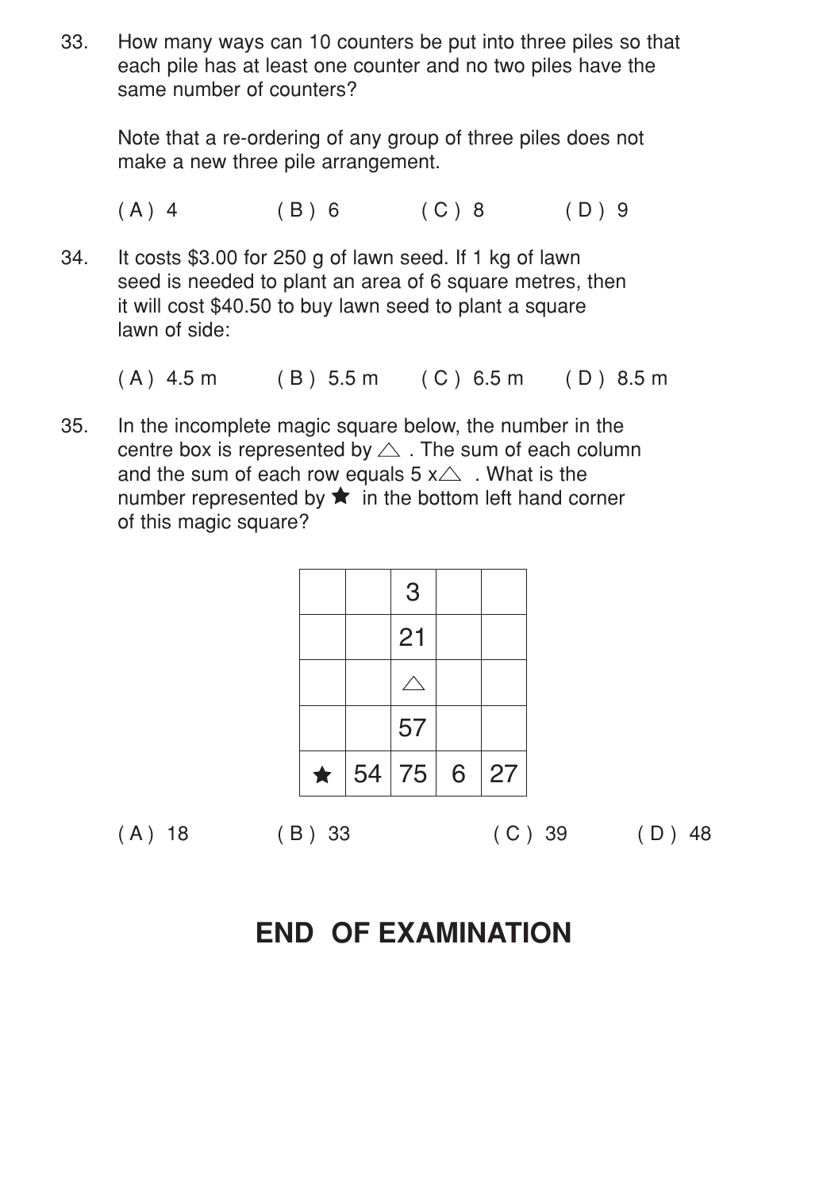33. How many ways can 10 counters be put into three piles so that each pile has at least one counter and no two piles have the same number of counters?

    Note that a re-ordering of any group of three piles does not make a new three pile arrangement.

    (A) 4 (B) 6 (C) 8 (D) 9

34. It costs $3.00 for 250 g of lawn seed. If 1 kg of lawn seed is needed to plant an area of 6 square metres, then it will cost $40.50 to buy lawn seed to plant a square lawn of side:

    (A) 4.5 m (B) 5.5 m (C) 6.5 m (D) 8.5 m

35. In the incomplete magic square below, the number in the centre box is represented by △ . The sum of each column and the sum of each row equals 5 x△ . What is the number represented by ★ in the bottom left hand corner of this magic square?

| | | | | |
|---|---|---|---|---|
| | | 3 | | |
| | | 21 | | |
| | | △ | | |
| | | 57 | | |
| ★ | 54 | 75 | 6 | 27 |

(A) 18 (B) 33 (C) 39 (D) 48

# END OF EXAMINATION